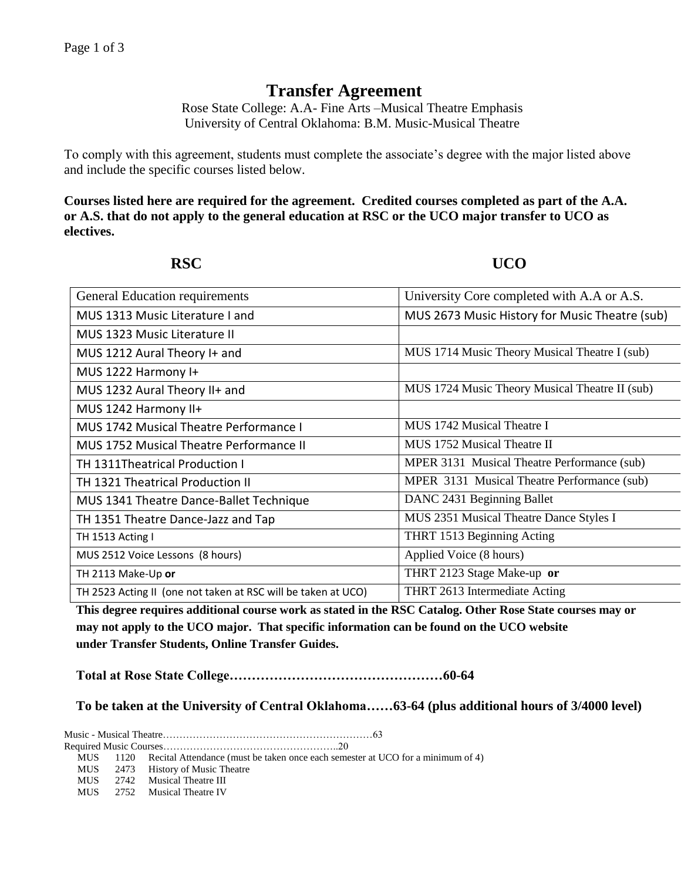# Transfer Agreement

Rose State College: A.A- Fine Arts –Musical Theatre Emphasis
University of Central Oklahoma: B.M. Music-Musical Theatre

To comply with this agreement, students must complete the associate's degree with the major listed above and include the specific courses listed below.

**Courses listed here are required for the agreement. Credited courses completed as part of the A.A. or A.S. that do not apply to the general education at RSC or the UCO major transfer to UCO as electives.**

| RSC | UCO |
|---|---|
| General Education requirements | University Core completed with A.A or A.S. |
| MUS 1313 Music Literature I and | MUS 2673 Music History for Music Theatre (sub) |
| MUS 1323 Music Literature II | |
| MUS 1212 Aural Theory I+ and | MUS 1714 Music Theory Musical Theatre I (sub) |
| MUS 1222 Harmony I+ | |
| MUS 1232 Aural Theory II+ and | MUS 1724 Music Theory Musical Theatre II (sub) |
| MUS 1242 Harmony II+ | |
| MUS 1742 Musical Theatre Performance I | MUS 1742 Musical Theatre I |
| MUS 1752 Musical Theatre Performance II | MUS 1752 Musical Theatre II |
| TH 1311Theatrical Production I | MPER 3131 Musical Theatre Performance (sub) |
| TH 1321 Theatrical Production II | MPER 3131 Musical Theatre Performance (sub) |
| MUS 1341 Theatre Dance-Ballet Technique | DANC 2431 Beginning Ballet |
| TH 1351 Theatre Dance-Jazz and Tap | MUS 2351 Musical Theatre Dance Styles I |
| TH 1513 Acting I | THRT 1513 Beginning Acting |
| MUS 2512 Voice Lessons (8 hours) | Applied Voice (8 hours) |
| TH 2113 Make-Up **or** | THRT 2123 Stage Make-up **or** |
| TH 2523 Acting II (one not taken at RSC will be taken at UCO) | THRT 2613 Intermediate Acting |

**This degree requires additional course work as stated in the RSC Catalog. Other Rose State courses may or may not apply to the UCO major. That specific information can be found on the UCO website under Transfer Students, Online Transfer Guides.**

**Total at Rose State College…………………………………………60-64**

**To be taken at the University of Central Oklahoma……63-64 (plus additional hours of 3/4000 level)**

Music - Musical Theatre………………………………………………………63

Required Music Courses……………………………………………..20

- MUS 1120 Recital Attendance (must be taken once each semester at UCO for a minimum of 4)
- MUS 2473 History of Music Theatre
- MUS 2742 Musical Theatre III
- MUS 2752 Musical Theatre IV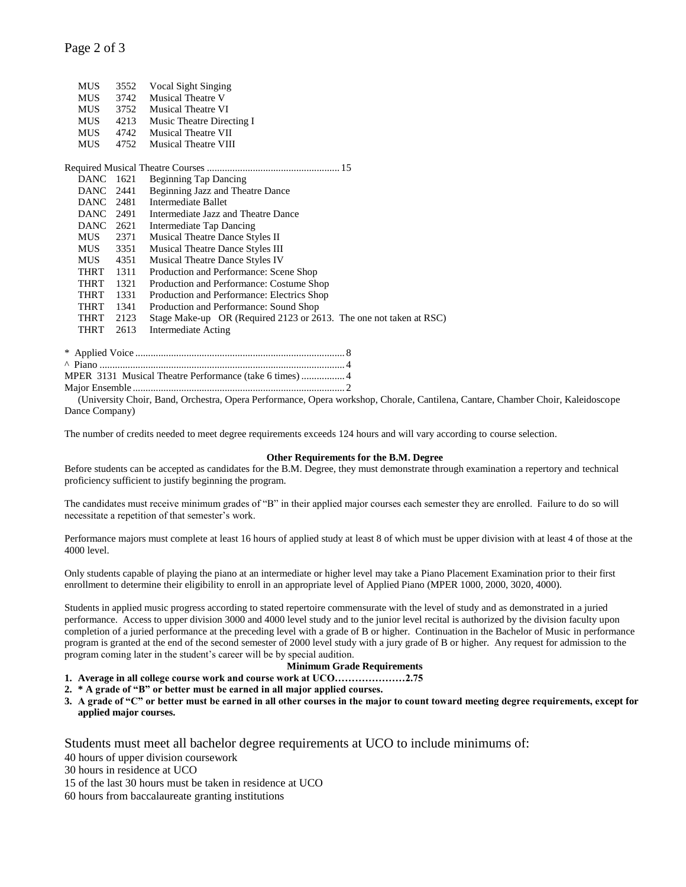MUS 3552 Vocal Sight Singing
MUS 3742 Musical Theatre V
MUS 3752 Musical Theatre VI
MUS 4213 Music Theatre Directing I
MUS 4742 Musical Theatre VII
MUS 4752 Musical Theatre VIII

Required Musical Theatre Courses .................................................... 15

DANC 1621 Beginning Tap Dancing
DANC 2441 Beginning Jazz and Theatre Dance
DANC 2481 Intermediate Ballet
DANC 2491 Intermediate Jazz and Theatre Dance
DANC 2621 Intermediate Tap Dancing
MUS 2371 Musical Theatre Dance Styles II
MUS 3351 Musical Theatre Dance Styles III
MUS 4351 Musical Theatre Dance Styles IV
THRT 1311 Production and Performance: Scene Shop
THRT 1321 Production and Performance: Costume Shop
THRT 1331 Production and Performance: Electrics Shop
THRT 1341 Production and Performance: Sound Shop
THRT 2123 Stage Make-up OR (Required 2123 or 2613. The one not taken at RSC)
THRT 2613 Intermediate Acting

\* Applied Voice ................................................................................. 8
^ Piano ................................................................................................ 4
MPER 3131 Musical Theatre Performance (take 6 times) ................. 4
Major Ensemble ................................................................................... 2
(University Choir, Band, Orchestra, Opera Performance, Opera workshop, Chorale, Cantilena, Cantare, Chamber Choir, Kaleidoscope Dance Company)

The number of credits needed to meet degree requirements exceeds 124 hours and will vary according to course selection.

**Other Requirements for the B.M. Degree**

Before students can be accepted as candidates for the B.M. Degree, they must demonstrate through examination a repertory and technical proficiency sufficient to justify beginning the program.

The candidates must receive minimum grades of "B" in their applied major courses each semester they are enrolled. Failure to do so will necessitate a repetition of that semester's work.

Performance majors must complete at least 16 hours of applied study at least 8 of which must be upper division with at least 4 of those at the 4000 level.

Only students capable of playing the piano at an intermediate or higher level may take a Piano Placement Examination prior to their first enrollment to determine their eligibility to enroll in an appropriate level of Applied Piano (MPER 1000, 2000, 3020, 4000).

Students in applied music progress according to stated repertoire commensurate with the level of study and as demonstrated in a juried performance. Access to upper division 3000 and 4000 level study and to the junior level recital is authorized by the division faculty upon completion of a juried performance at the preceding level with a grade of B or higher. Continuation in the Bachelor of Music in performance program is granted at the end of the second semester of 2000 level study with a jury grade of B or higher. Any request for admission to the program coming later in the student's career will be by special audition.

**Minimum Grade Requirements**

1. **Average in all college course work and course work at UCO…………………2.75**
2. **\* A grade of "B" or better must be earned in all major applied courses.**
3. **A grade of "C" or better must be earned in all other courses in the major to count toward meeting degree requirements, except for applied major courses.**

Students must meet all bachelor degree requirements at UCO to include minimums of:

40 hours of upper division coursework
30 hours in residence at UCO
15 of the last 30 hours must be taken in residence at UCO
60 hours from baccalaureate granting institutions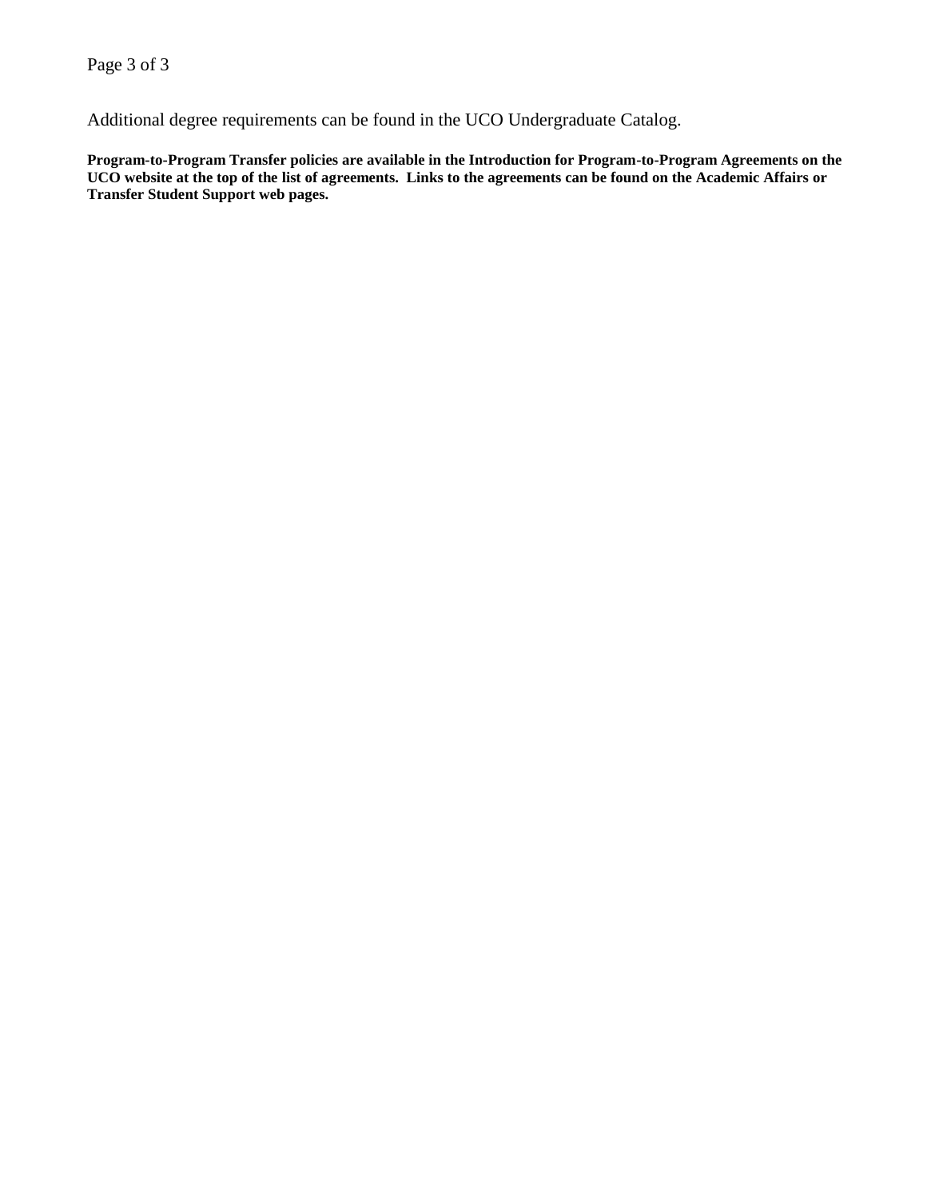Additional degree requirements can be found in the UCO Undergraduate Catalog.

**Program-to-Program Transfer policies are available in the Introduction for Program-to-Program Agreements on the UCO website at the top of the list of agreements. Links to the agreements can be found on the Academic Affairs or Transfer Student Support web pages.**